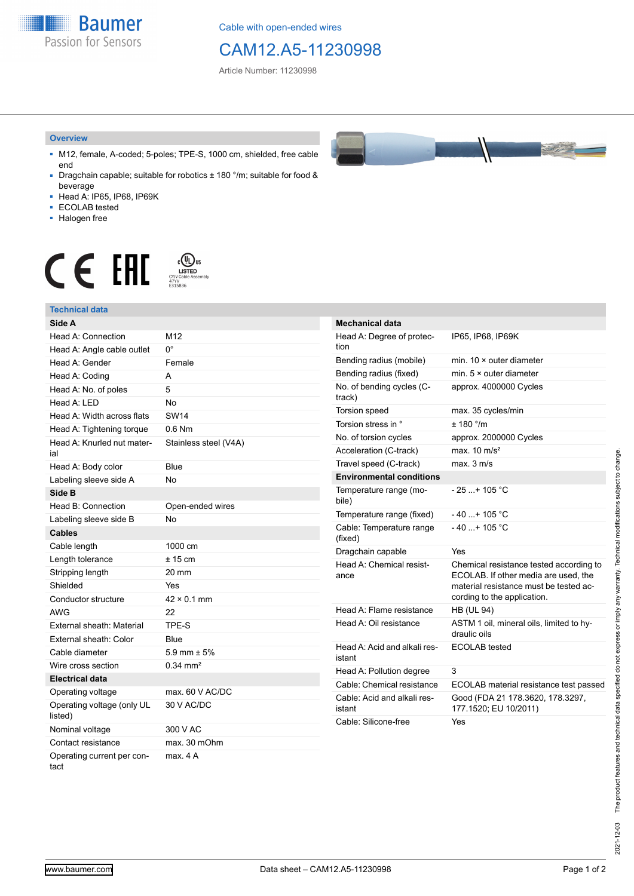Cable with open-ended wires

# CAM12.A5-11230998

Article Number: 11230998

## Overview

- M12, female, A-coded; 5-poles; TPE-S, 1000 cm, shielded, free cable end
- Dragchain capable; suitable for robotics ± 180 °/m; suitable for food & beverage
- Head A: IP65, IP68, IP69K
- ECOLAB tested
- Halogen free

c UL us LISTED CYJV Cable Assembly 47YV E315836

## Technical data

| Side A | |
|---|---|
| Head A: Connection | M12 |
| Head A: Angle cable outlet | 0° |
| Head A: Gender | Female |
| Head A: Coding | A |
| Head A: No. of poles | 5 |
| Head A: LED | No |
| Head A: Width across flats | SW14 |
| Head A: Tightening torque | 0.6 Nm |
| Head A: Knurled nut material | Stainless steel (V4A) |
| Head A: Body color | Blue |
| Labeling sleeve side A | No |
| **Side B** | |
| Head B: Connection | Open-ended wires |
| Labeling sleeve side B | No |
| **Cables** | |
| Cable length | 1000 cm |
| Length tolerance | ± 15 cm |
| Stripping length | 20 mm |
| Shielded | Yes |
| Conductor structure | 42 × 0.1 mm |
| AWG | 22 |
| External sheath: Material | TPE-S |
| External sheath: Color | Blue |
| Cable diameter | 5.9 mm ± 5% |
| Wire cross section | 0.34 mm² |
| **Electrical data** | |
| Operating voltage | max. 60 V AC/DC |
| Operating voltage (only UL listed) | 30 V AC/DC |
| Nominal voltage | 300 V AC |
| Contact resistance | max. 30 mOhm |
| Operating current per contact | max. 4 A |

| Mechanical data | |
|---|---|
| Head A: Degree of protection | IP65, IP68, IP69K |
| Bending radius (mobile) | min. 10 × outer diameter |
| Bending radius (fixed) | min. 5 × outer diameter |
| No. of bending cycles (C-track) | approx. 4000000 Cycles |
| Torsion speed | max. 35 cycles/min |
| Torsion stress in ° | ± 180 °/m |
| No. of torsion cycles | approx. 2000000 Cycles |
| Acceleration (C-track) | max. 10 m/s² |
| Travel speed (C-track) | max. 3 m/s |
| **Environmental conditions** | |
| Temperature range (mobile) | - 25 ...+ 105 °C |
| Temperature range (fixed) | - 40 ...+ 105 °C |
| Cable: Temperature range (fixed) | - 40 ...+ 105 °C |
| Dragchain capable | Yes |
| Head A: Chemical resistance | Chemical resistance tested according to ECOLAB. If other media are used, the material resistance must be tested according to the application. |
| Head A: Flame resistance | HB (UL 94) |
| Head A: Oil resistance | ASTM 1 oil, mineral oils, limited to hydraulic oils |
| Head A: Acid and alkali resistant | ECOLAB tested |
| Head A: Pollution degree | 3 |
| Cable: Chemical resistance | ECOLAB material resistance test passed |
| Cable: Acid and alkali resistant | Good (FDA 21 178.3620, 178.3297, 177.1520; EU 10/2011) |
| Cable: Silicone-free | Yes |

2021-12-03 The product features and technical data specified do not express or imply any warranty. Technical modifications subject to change.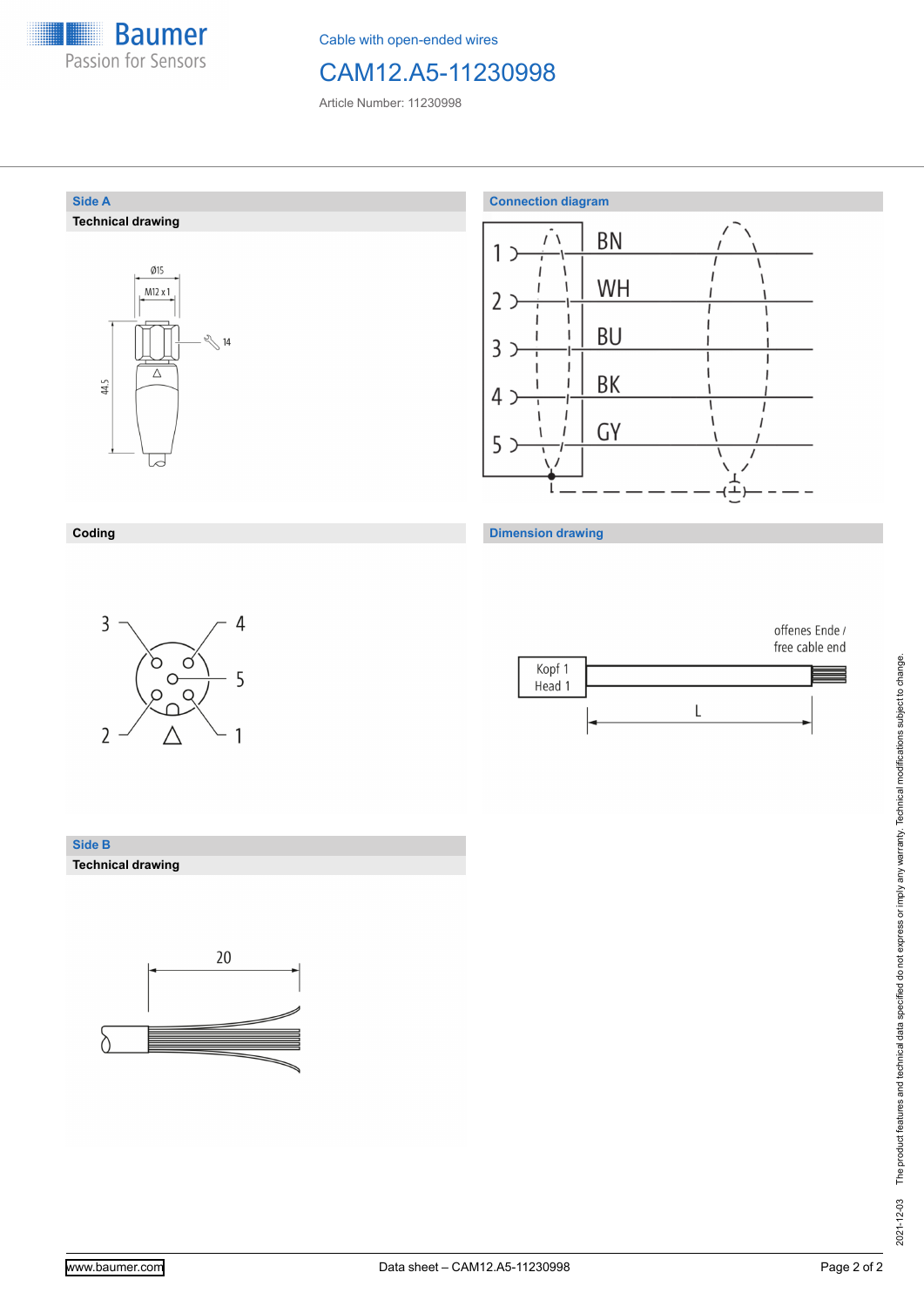Cable with open-ended wires

# CAM12.A5-11230998

Article Number: 11230998

## Side A

### Technical drawing

Ø15

M12 x 1

14

44,5

## Connection diagram

1 BN

2 WH

3 BU

4 BK

5 GY

### Coding

3 4

5

2 1

## Dimension drawing

Kopf 1
Head 1

offenes Ende /
free cable end

L

## Side B

### Technical drawing

20

The product features and technical data specified do not express or imply any warranty. Technical modifications subject to change.

2021-12-03

www.baumer.com

Data sheet – CAM12.A5-11230998